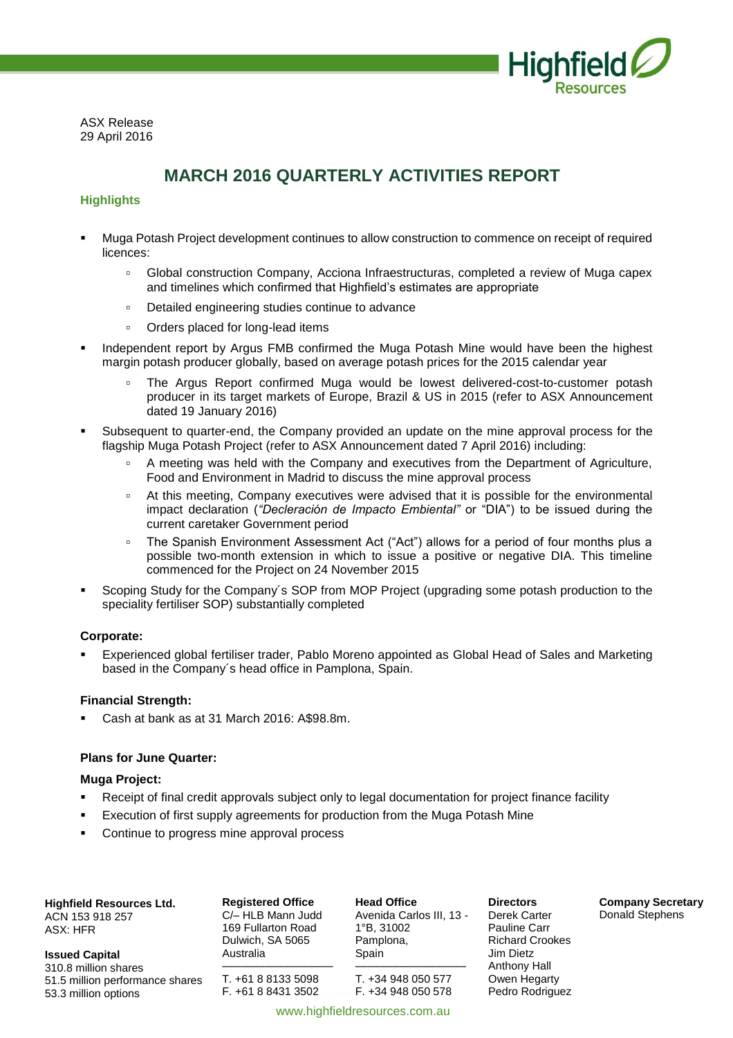ASX Release
29 April 2016

# MARCH 2016 QUARTERLY ACTIVITIES REPORT

### Highlights

- Muga Potash Project development continues to allow construction to commence on receipt of required licences:
  - Global construction Company, Acciona Infraestructuras, completed a review of Muga capex and timelines which confirmed that Highfield's estimates are appropriate
  - Detailed engineering studies continue to advance
  - Orders placed for long-lead items
- Independent report by Argus FMB confirmed the Muga Potash Mine would have been the highest margin potash producer globally, based on average potash prices for the 2015 calendar year
  - The Argus Report confirmed Muga would be lowest delivered-cost-to-customer potash producer in its target markets of Europe, Brazil & US in 2015 (refer to ASX Announcement dated 19 January 2016)
- Subsequent to quarter-end, the Company provided an update on the mine approval process for the flagship Muga Potash Project (refer to ASX Announcement dated 7 April 2016) including:
  - A meeting was held with the Company and executives from the Department of Agriculture, Food and Environment in Madrid to discuss the mine approval process
  - At this meeting, Company executives were advised that it is possible for the environmental impact declaration (*"Decleración de Impacto Embiental"* or "DIA") to be issued during the current caretaker Government period
  - The Spanish Environment Assessment Act ("Act") allows for a period of four months plus a possible two-month extension in which to issue a positive or negative DIA. This timeline commenced for the Project on 24 November 2015
- Scoping Study for the Company´s SOP from MOP Project (upgrading some potash production to the speciality fertiliser SOP) substantially completed

**Corporate:**

- Experienced global fertiliser trader, Pablo Moreno appointed as Global Head of Sales and Marketing based in the Company´s head office in Pamplona, Spain.

**Financial Strength:**

- Cash at bank as at 31 March 2016: A$98.8m.

**Plans for June Quarter:**

**Muga Project:**

- Receipt of final credit approvals subject only to legal documentation for project finance facility
- Execution of first supply agreements for production from the Muga Potash Mine
- Continue to progress mine approval process

**Highfield Resources Ltd.**
ACN 153 918 257
ASX: HFR

**Issued Capital**
310.8 million shares
51.5 million performance shares
53.3 million options

**Registered Office**
C/– HLB Mann Judd
169 Fullarton Road
Dulwich, SA 5065
Australia

T. +61 8 8133 5098
F. +61 8 8431 3502

**Head Office**
Avenida Carlos III, 13 - 1°B, 31002
Pamplona,
Spain

T. +34 948 050 577
F. +34 948 050 578

**Directors**
Derek Carter
Pauline Carr
Richard Crookes
Jim Dietz
Anthony Hall
Owen Hegarty
Pedro Rodriguez

**Company Secretary**
Donald Stephens

www.highfieldresources.com.au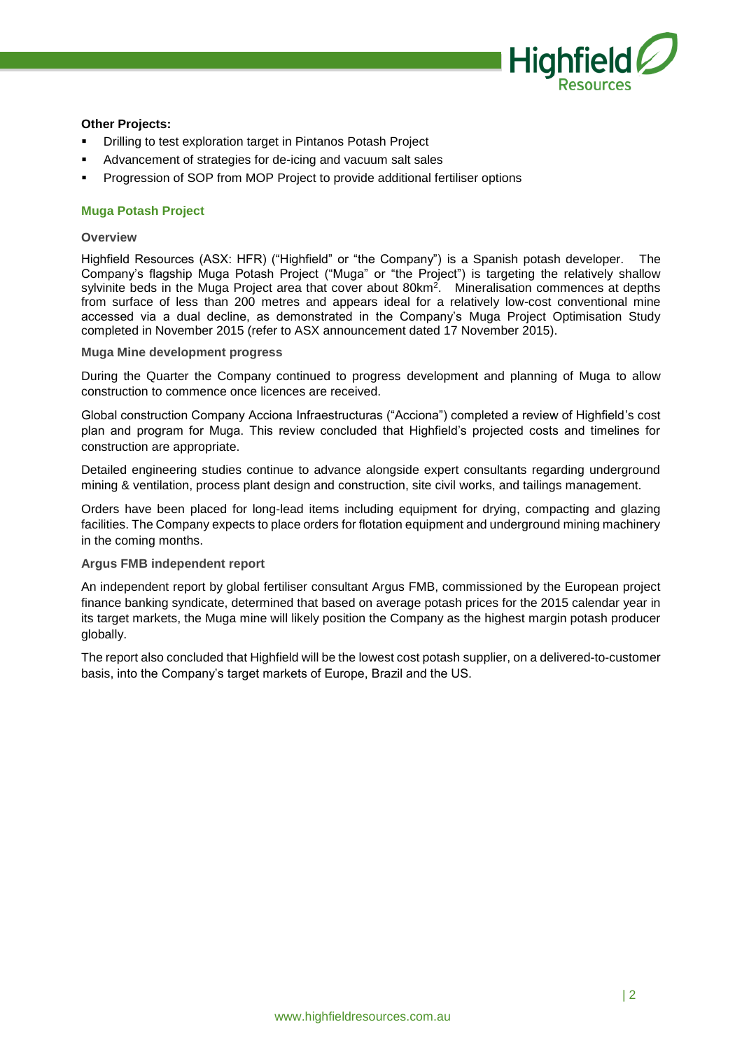**Other Projects:**

- Drilling to test exploration target in Pintanos Potash Project
- Advancement of strategies for de-icing and vacuum salt sales
- Progression of SOP from MOP Project to provide additional fertiliser options

## Muga Potash Project

### Overview

Highfield Resources (ASX: HFR) ("Highfield" or "the Company") is a Spanish potash developer. The Company's flagship Muga Potash Project ("Muga" or "the Project") is targeting the relatively shallow sylvinite beds in the Muga Project area that cover about 80km$^2$. Mineralisation commences at depths from surface of less than 200 metres and appears ideal for a relatively low-cost conventional mine accessed via a dual decline, as demonstrated in the Company's Muga Project Optimisation Study completed in November 2015 (refer to ASX announcement dated 17 November 2015).

### Muga Mine development progress

During the Quarter the Company continued to progress development and planning of Muga to allow construction to commence once licences are received.

Global construction Company Acciona Infraestructuras ("Acciona") completed a review of Highfield's cost plan and program for Muga. This review concluded that Highfield's projected costs and timelines for construction are appropriate.

Detailed engineering studies continue to advance alongside expert consultants regarding underground mining & ventilation, process plant design and construction, site civil works, and tailings management.

Orders have been placed for long-lead items including equipment for drying, compacting and glazing facilities. The Company expects to place orders for flotation equipment and underground mining machinery in the coming months.

### Argus FMB independent report

An independent report by global fertiliser consultant Argus FMB, commissioned by the European project finance banking syndicate, determined that based on average potash prices for the 2015 calendar year in its target markets, the Muga mine will likely position the Company as the highest margin potash producer globally.

The report also concluded that Highfield will be the lowest cost potash supplier, on a delivered-to-customer basis, into the Company's target markets of Europe, Brazil and the US.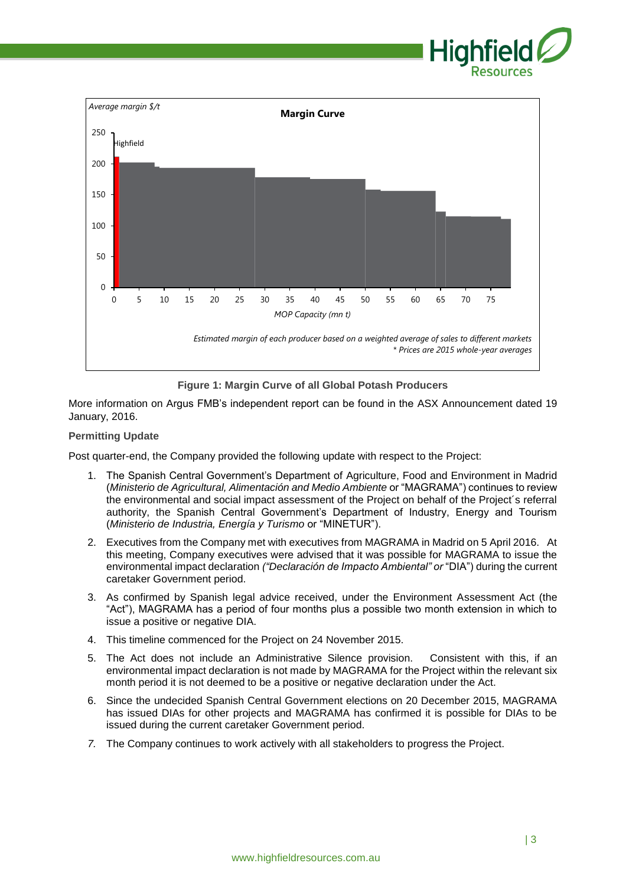Average margin $/t

**Margin Curve**

250
200
150
100
50
0

Highfield

0 5 10 15 20 25 30 35 40 45 50 55 60 65 70 75

*MOP Capacity (mn t)*

*Estimated margin of each producer based on a weighted average of sales to different markets*

*\* Prices are 2015 whole-year averages*

**Figure 1: Margin Curve of all Global Potash Producers**

More information on Argus FMB's independent report can be found in the ASX Announcement dated 19 January, 2016.

#### Permitting Update

Post quarter-end, the Company provided the following update with respect to the Project:

1. The Spanish Central Government's Department of Agriculture, Food and Environment in Madrid (*Ministerio de Agricultural, Alimentación and Medio Ambiente* or "MAGRAMA") continues to review the environmental and social impact assessment of the Project on behalf of the Project´s referral authority, the Spanish Central Government's Department of Industry, Energy and Tourism (*Ministerio de Industria, Energía y Turismo* or "MINETUR").
2. Executives from the Company met with executives from MAGRAMA in Madrid on 5 April 2016. At this meeting, Company executives were advised that it was possible for MAGRAMA to issue the environmental impact declaration *("Declaración de Impacto Ambiental" or* "DIA") during the current caretaker Government period.
3. As confirmed by Spanish legal advice received, under the Environment Assessment Act (the "Act"), MAGRAMA has a period of four months plus a possible two month extension in which to issue a positive or negative DIA.
4. This timeline commenced for the Project on 24 November 2015.
5. The Act does not include an Administrative Silence provision. Consistent with this, if an environmental impact declaration is not made by MAGRAMA for the Project within the relevant six month period it is not deemed to be a positive or negative declaration under the Act.
6. Since the undecided Spanish Central Government elections on 20 December 2015, MAGRAMA has issued DIAs for other projects and MAGRAMA has confirmed it is possible for DIAs to be issued during the current caretaker Government period.
7. The Company continues to work actively with all stakeholders to progress the Project.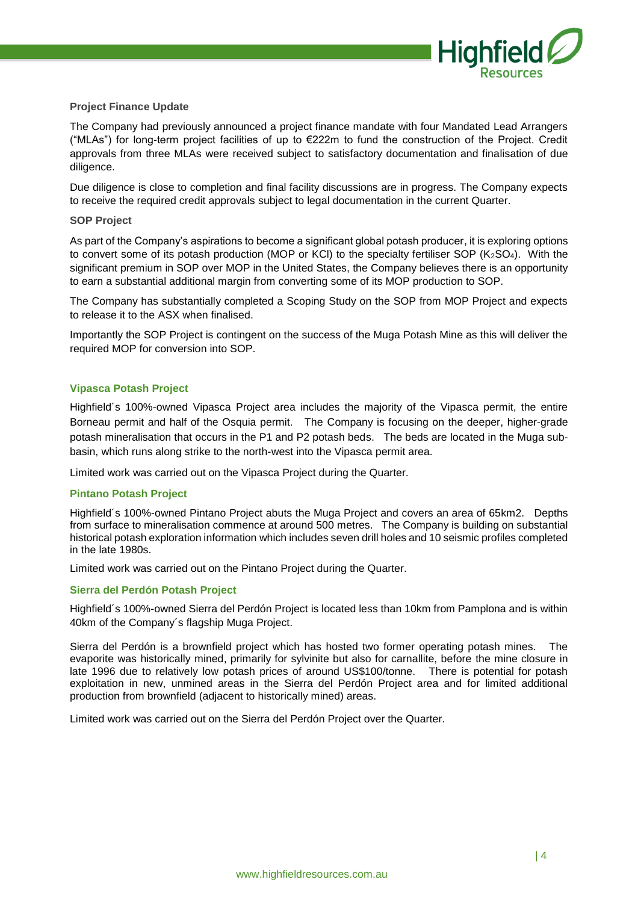### Project Finance Update

The Company had previously announced a project finance mandate with four Mandated Lead Arrangers ("MLAs") for long-term project facilities of up to €222m to fund the construction of the Project. Credit approvals from three MLAs were received subject to satisfactory documentation and finalisation of due diligence.

Due diligence is close to completion and final facility discussions are in progress. The Company expects to receive the required credit approvals subject to legal documentation in the current Quarter.

### SOP Project

As part of the Company's aspirations to become a significant global potash producer, it is exploring options to convert some of its potash production (MOP or KCl) to the specialty fertiliser SOP ($K_2SO_4$). With the significant premium in SOP over MOP in the United States, the Company believes there is an opportunity to earn a substantial additional margin from converting some of its MOP production to SOP.

The Company has substantially completed a Scoping Study on the SOP from MOP Project and expects to release it to the ASX when finalised.

Importantly the SOP Project is contingent on the success of the Muga Potash Mine as this will deliver the required MOP for conversion into SOP.

## Vipasca Potash Project

Highfield´s 100%-owned Vipasca Project area includes the majority of the Vipasca permit, the entire Borneau permit and half of the Osquia permit. The Company is focusing on the deeper, higher-grade potash mineralisation that occurs in the P1 and P2 potash beds. The beds are located in the Muga sub-basin, which runs along strike to the north-west into the Vipasca permit area.

Limited work was carried out on the Vipasca Project during the Quarter.

## Pintano Potash Project

Highfield´s 100%-owned Pintano Project abuts the Muga Project and covers an area of 65km2. Depths from surface to mineralisation commence at around 500 metres. The Company is building on substantial historical potash exploration information which includes seven drill holes and 10 seismic profiles completed in the late 1980s.

Limited work was carried out on the Pintano Project during the Quarter.

## Sierra del Perdón Potash Project

Highfield´s 100%-owned Sierra del Perdón Project is located less than 10km from Pamplona and is within 40km of the Company´s flagship Muga Project.

Sierra del Perdón is a brownfield project which has hosted two former operating potash mines. The evaporite was historically mined, primarily for sylvinite but also for carnallite, before the mine closure in late 1996 due to relatively low potash prices of around US$100/tonne. There is potential for potash exploitation in new, unmined areas in the Sierra del Perdón Project area and for limited additional production from brownfield (adjacent to historically mined) areas.

Limited work was carried out on the Sierra del Perdón Project over the Quarter.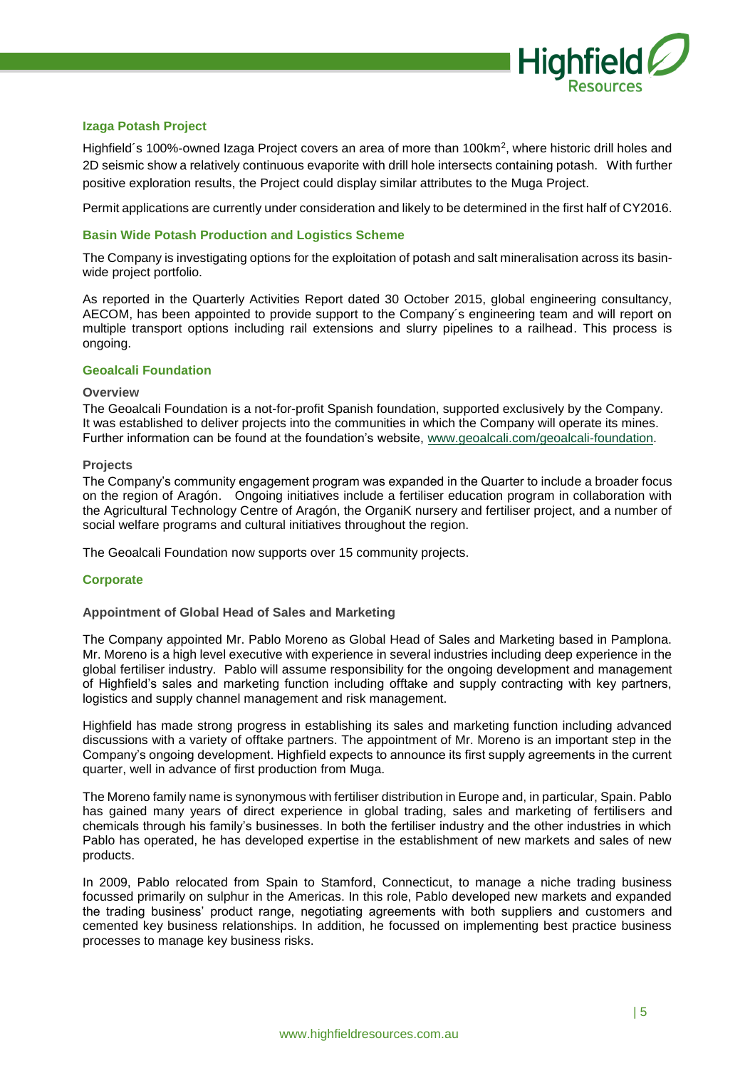### Izaga Potash Project

Highfield´s 100%-owned Izaga Project covers an area of more than 100km$^2$, where historic drill holes and 2D seismic show a relatively continuous evaporite with drill hole intersects containing potash. With further positive exploration results, the Project could display similar attributes to the Muga Project.

Permit applications are currently under consideration and likely to be determined in the first half of CY2016.

### Basin Wide Potash Production and Logistics Scheme

The Company is investigating options for the exploitation of potash and salt mineralisation across its basin-wide project portfolio.

As reported in the Quarterly Activities Report dated 30 October 2015, global engineering consultancy, AECOM, has been appointed to provide support to the Company´s engineering team and will report on multiple transport options including rail extensions and slurry pipelines to a railhead. This process is ongoing.

### Geoalcali Foundation

#### Overview

The Geoalcali Foundation is a not-for-profit Spanish foundation, supported exclusively by the Company. It was established to deliver projects into the communities in which the Company will operate its mines. Further information can be found at the foundation's website, www.geoalcali.com/geoalcali-foundation.

#### Projects

The Company's community engagement program was expanded in the Quarter to include a broader focus on the region of Aragón. Ongoing initiatives include a fertiliser education program in collaboration with the Agricultural Technology Centre of Aragón, the OrganiK nursery and fertiliser project, and a number of social welfare programs and cultural initiatives throughout the region.

The Geoalcali Foundation now supports over 15 community projects.

### Corporate

#### Appointment of Global Head of Sales and Marketing

The Company appointed Mr. Pablo Moreno as Global Head of Sales and Marketing based in Pamplona. Mr. Moreno is a high level executive with experience in several industries including deep experience in the global fertiliser industry. Pablo will assume responsibility for the ongoing development and management of Highfield's sales and marketing function including offtake and supply contracting with key partners, logistics and supply channel management and risk management.

Highfield has made strong progress in establishing its sales and marketing function including advanced discussions with a variety of offtake partners. The appointment of Mr. Moreno is an important step in the Company's ongoing development. Highfield expects to announce its first supply agreements in the current quarter, well in advance of first production from Muga.

The Moreno family name is synonymous with fertiliser distribution in Europe and, in particular, Spain. Pablo has gained many years of direct experience in global trading, sales and marketing of fertilisers and chemicals through his family's businesses. In both the fertiliser industry and the other industries in which Pablo has operated, he has developed expertise in the establishment of new markets and sales of new products.

In 2009, Pablo relocated from Spain to Stamford, Connecticut, to manage a niche trading business focussed primarily on sulphur in the Americas. In this role, Pablo developed new markets and expanded the trading business' product range, negotiating agreements with both suppliers and customers and cemented key business relationships. In addition, he focussed on implementing best practice business processes to manage key business risks.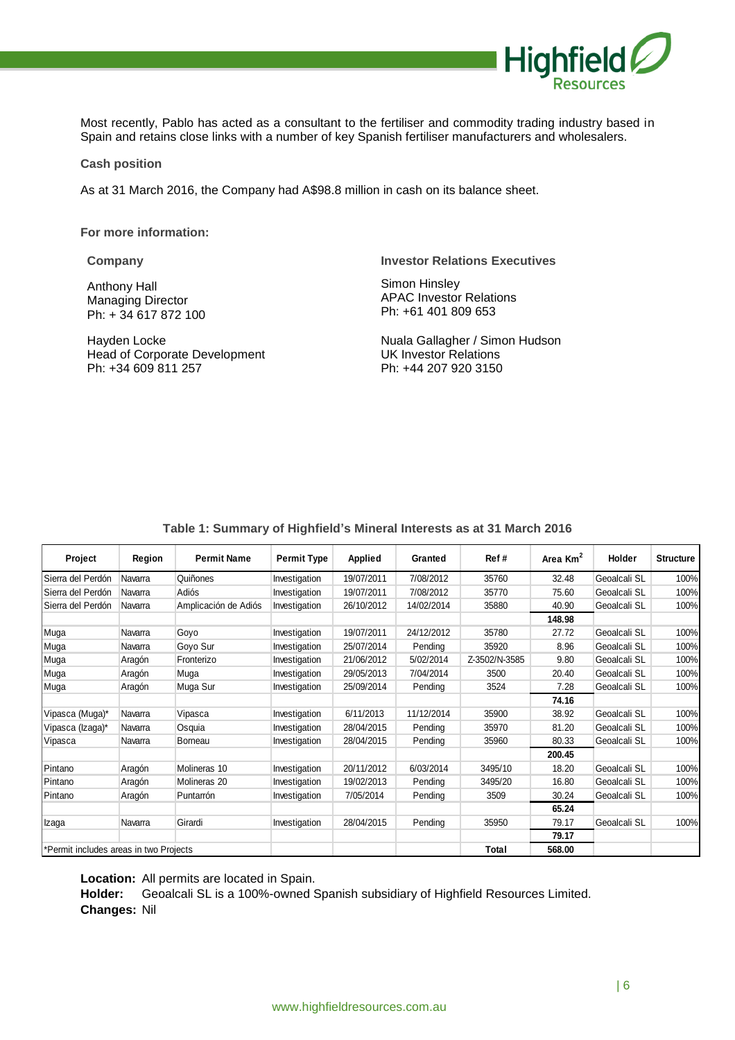Most recently, Pablo has acted as a consultant to the fertiliser and commodity trading industry based in Spain and retains close links with a number of key Spanish fertiliser manufacturers and wholesalers.

**Cash position**

As at 31 March 2016, the Company had A$98.8 million in cash on its balance sheet.

**For more information:**

**Company**

Anthony Hall
Managing Director
Ph: + 34 617 872 100

Hayden Locke
Head of Corporate Development
Ph: +34 609 811 257

**Investor Relations Executives**

Simon Hinsley
APAC Investor Relations
Ph: +61 401 809 653

Nuala Gallagher / Simon Hudson
UK Investor Relations
Ph: +44 207 920 3150

**Table 1: Summary of Highfield's Mineral Interests as at 31 March 2016**

| Project | Region | Permit Name | Permit Type | Applied | Granted | Ref # | Area $Km^2$ | Holder | Structure |
|---|---|---|---|---|---|---|---|---|---|
| Sierra del Perdón | Navarra | Quiñones | Investigation | 19/07/2011 | 7/08/2012 | 35760 | 32.48 | Geoalcali SL | 100% |
| Sierra del Perdón | Navarra | Adiós | Investigation | 19/07/2011 | 7/08/2012 | 35770 | 75.60 | Geoalcali SL | 100% |
| Sierra del Perdón | Navarra | Amplicación de Adiós | Investigation | 26/10/2012 | 14/02/2014 | 35880 | 40.90 | Geoalcali SL | 100% |
| | | | | | | | **148.98** | | |
| Muga | Navarra | Goyo | Investigation | 19/07/2011 | 24/12/2012 | 35780 | 27.72 | Geoalcali SL | 100% |
| Muga | Navarra | Goyo Sur | Investigation | 25/07/2014 | Pending | 35920 | 8.96 | Geoalcali SL | 100% |
| Muga | Aragón | Fronterizo | Investigation | 21/06/2012 | 5/02/2014 | Z-3502/N-3585 | 9.80 | Geoalcali SL | 100% |
| Muga | Aragón | Muga | Investigation | 29/05/2013 | 7/04/2014 | 3500 | 20.40 | Geoalcali SL | 100% |
| Muga | Aragón | Muga Sur | Investigation | 25/09/2014 | Pending | 3524 | 7.28 | Geoalcali SL | 100% |
| | | | | | | | **74.16** | | |
| Vipasca (Muga)* | Navarra | Vipasca | Investigation | 6/11/2013 | 11/12/2014 | 35900 | 38.92 | Geoalcali SL | 100% |
| Vipasca (Izaga)* | Navarra | Osquia | Investigation | 28/04/2015 | Pending | 35970 | 81.20 | Geoalcali SL | 100% |
| Vipasca | Navarra | Borneau | Investigation | 28/04/2015 | Pending | 35960 | 80.33 | Geoalcali SL | 100% |
| | | | | | | | **200.45** | | |
| Pintano | Aragón | Molineras 10 | Investigation | 20/11/2012 | 6/03/2014 | 3495/10 | 18.20 | Geoalcali SL | 100% |
| Pintano | Aragón | Molineras 20 | Investigation | 19/02/2013 | Pending | 3495/20 | 16.80 | Geoalcali SL | 100% |
| Pintano | Aragón | Puntarrón | Investigation | 7/05/2014 | Pending | 3509 | 30.24 | Geoalcali SL | 100% |
| | | | | | | | **65.24** | | |
| Izaga | Navarra | Girardi | Investigation | 28/04/2015 | Pending | 35950 | 79.17 | Geoalcali SL | 100% |
| | | | | | | | **79.17** | | |
| *Permit includes areas in two Projects | | | | | | **Total** | **568.00** | | |

**Location:** All permits are located in Spain.
**Holder:** Geoalcali SL is a 100%-owned Spanish subsidiary of Highfield Resources Limited.
**Changes:** Nil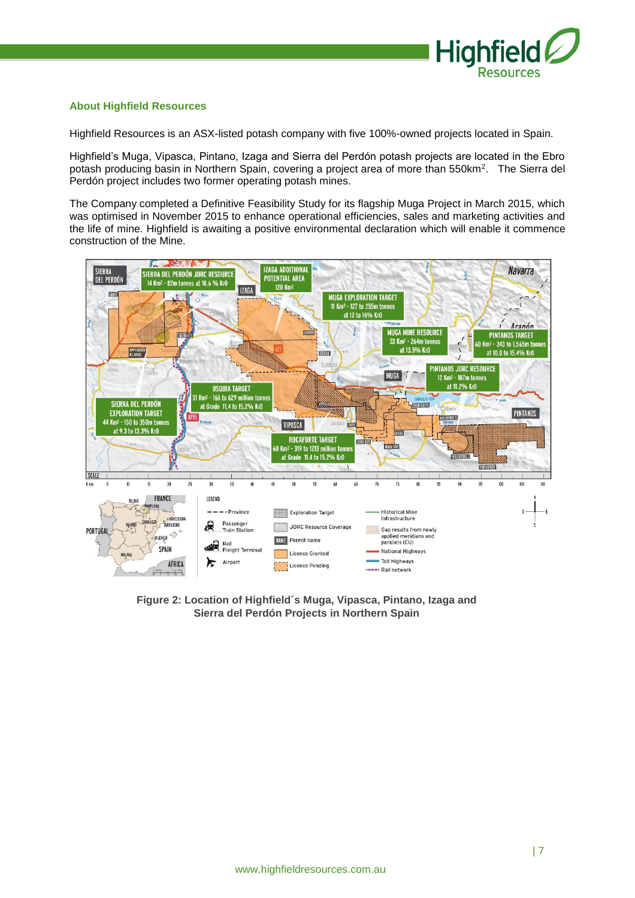## About Highfield Resources

Highfield Resources is an ASX-listed potash company with five 100%-owned projects located in Spain.

Highfield's Muga, Vipasca, Pintano, Izaga and Sierra del Perdón potash projects are located in the Ebro potash producing basin in Northern Spain, covering a project area of more than 550km$^2$. The Sierra del Perdón project includes two former operating potash mines.

The Company completed a Definitive Feasibility Study for its flagship Muga Project in March 2015, which was optimised in November 2015 to enhance operational efficiencies, sales and marketing activities and the life of mine. Highfield is awaiting a positive environmental declaration which will enable it commence construction of the Mine.

SIERRA DEL PERDÓN
SIERRA DEL PERDÓN JORC RESOURCE 14 Km² - 82m tonnes at 10.6 % K₂O
IZAGA ADDITIONAL POTENTIAL AREA 120 Km²
IZAGA
MUGA EXPLORATION TARGET 11 Km² - 127 to 255m tonnes at 12 to 16% K₂O
Navarra
Aragón
MUGA MINE RESOURCE 33 Km² - 264m tonnes at 13.5% K₂O
PINTANOS TARGET 60 Km² - 343 to 1,565m tonnes at 10.0 to 15.4% K₂O
PINTANOS JORC RESOURCE 12 Km² - 187m tonnes at 11.2% K₂O
MUGA
OSQUIA TARGET 31 Km² - 166 to 629 million tonnes at Grade 11.4 to 15.2% K₂O
SIERRA DEL PERDÓN EXPLORATION TARGET 44 Km² - 150 to 350m tonnes at 9.3 to 13.3% K₂O
VIPASCA
PINTANOS
ROCAFORTE TARGET 60 Km² - 319 to 1213 million tonnes at Grade 11.4 to 15.2% K₂O
SCALE
0 km 5 10 15 20 25 30 35 40 45 50 55 60 65 70 75 80 85 90 95 100 105 110
FRANCE
PORTUGAL
SPAIN
AFRICA
LEGEND
Province
Passenger Train Station
Rail Freight Terminal
Airport
Exploration Target
JORC Resource Coverage
Permit name
Licence Granted
Licence Pending
Historical Mine Infrastructure
Gap results from newly applied meridians and parallels (EU)
National Highways
Toll Highways
Rail network

**Figure 2: Location of Highfield´s Muga, Vipasca, Pintano, Izaga and Sierra del Perdón Projects in Northern Spain**